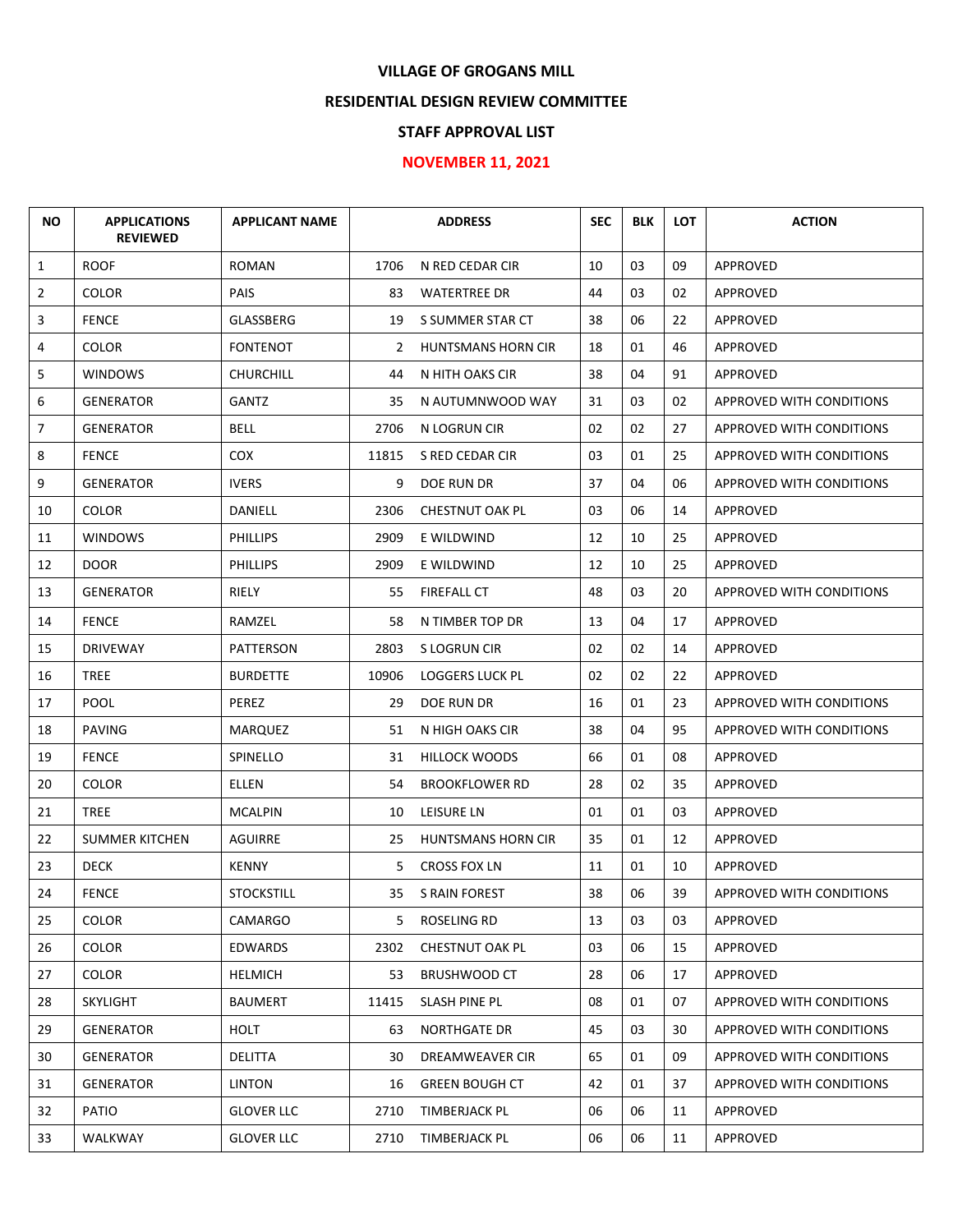# VILLAGE OF GROGANS MILL

## RESIDENTIAL DESIGN REVIEW COMMITTEE

## STAFF APPROVAL LIST

## NOVEMBER 11, 2021

| NO | APPLICATIONS REVIEWED | APPLICANT NAME | ADDRESS | | SEC | BLK | LOT | ACTION |
|---|---|---|---|---|---|---|---|---|
| 1 | ROOF | ROMAN | 1706 | N RED CEDAR CIR | 10 | 03 | 09 | APPROVED |
| 2 | COLOR | PAIS | 83 | WATERTREE DR | 44 | 03 | 02 | APPROVED |
| 3 | FENCE | GLASSBERG | 19 | S SUMMER STAR CT | 38 | 06 | 22 | APPROVED |
| 4 | COLOR | FONTENOT | 2 | HUNTSMANS HORN CIR | 18 | 01 | 46 | APPROVED |
| 5 | WINDOWS | CHURCHILL | 44 | N HITH OAKS CIR | 38 | 04 | 91 | APPROVED |
| 6 | GENERATOR | GANTZ | 35 | N AUTUMNWOOD WAY | 31 | 03 | 02 | APPROVED WITH CONDITIONS |
| 7 | GENERATOR | BELL | 2706 | N LOGRUN CIR | 02 | 02 | 27 | APPROVED WITH CONDITIONS |
| 8 | FENCE | COX | 11815 | S RED CEDAR CIR | 03 | 01 | 25 | APPROVED WITH CONDITIONS |
| 9 | GENERATOR | IVERS | 9 | DOE RUN DR | 37 | 04 | 06 | APPROVED WITH CONDITIONS |
| 10 | COLOR | DANIELL | 2306 | CHESTNUT OAK PL | 03 | 06 | 14 | APPROVED |
| 11 | WINDOWS | PHILLIPS | 2909 | E WILDWIND | 12 | 10 | 25 | APPROVED |
| 12 | DOOR | PHILLIPS | 2909 | E WILDWIND | 12 | 10 | 25 | APPROVED |
| 13 | GENERATOR | RIELY | 55 | FIREFALL CT | 48 | 03 | 20 | APPROVED WITH CONDITIONS |
| 14 | FENCE | RAMZEL | 58 | N TIMBER TOP DR | 13 | 04 | 17 | APPROVED |
| 15 | DRIVEWAY | PATTERSON | 2803 | S LOGRUN CIR | 02 | 02 | 14 | APPROVED |
| 16 | TREE | BURDETTE | 10906 | LOGGERS LUCK PL | 02 | 02 | 22 | APPROVED |
| 17 | POOL | PEREZ | 29 | DOE RUN DR | 16 | 01 | 23 | APPROVED WITH CONDITIONS |
| 18 | PAVING | MARQUEZ | 51 | N HIGH OAKS CIR | 38 | 04 | 95 | APPROVED WITH CONDITIONS |
| 19 | FENCE | SPINELLO | 31 | HILLOCK WOODS | 66 | 01 | 08 | APPROVED |
| 20 | COLOR | ELLEN | 54 | BROOKFLOWER RD | 28 | 02 | 35 | APPROVED |
| 21 | TREE | MCALPIN | 10 | LEISURE LN | 01 | 01 | 03 | APPROVED |
| 22 | SUMMER KITCHEN | AGUIRRE | 25 | HUNTSMANS HORN CIR | 35 | 01 | 12 | APPROVED |
| 23 | DECK | KENNY | 5 | CROSS FOX LN | 11 | 01 | 10 | APPROVED |
| 24 | FENCE | STOCKSTILL | 35 | S RAIN FOREST | 38 | 06 | 39 | APPROVED WITH CONDITIONS |
| 25 | COLOR | CAMARGO | 5 | ROSELING RD | 13 | 03 | 03 | APPROVED |
| 26 | COLOR | EDWARDS | 2302 | CHESTNUT OAK PL | 03 | 06 | 15 | APPROVED |
| 27 | COLOR | HELMICH | 53 | BRUSHWOOD CT | 28 | 06 | 17 | APPROVED |
| 28 | SKYLIGHT | BAUMERT | 11415 | SLASH PINE PL | 08 | 01 | 07 | APPROVED WITH CONDITIONS |
| 29 | GENERATOR | HOLT | 63 | NORTHGATE DR | 45 | 03 | 30 | APPROVED WITH CONDITIONS |
| 30 | GENERATOR | DELITTA | 30 | DREAMWEAVER CIR | 65 | 01 | 09 | APPROVED WITH CONDITIONS |
| 31 | GENERATOR | LINTON | 16 | GREEN BOUGH CT | 42 | 01 | 37 | APPROVED WITH CONDITIONS |
| 32 | PATIO | GLOVER LLC | 2710 | TIMBERJACK PL | 06 | 06 | 11 | APPROVED |
| 33 | WALKWAY | GLOVER LLC | 2710 | TIMBERJACK PL | 06 | 06 | 11 | APPROVED |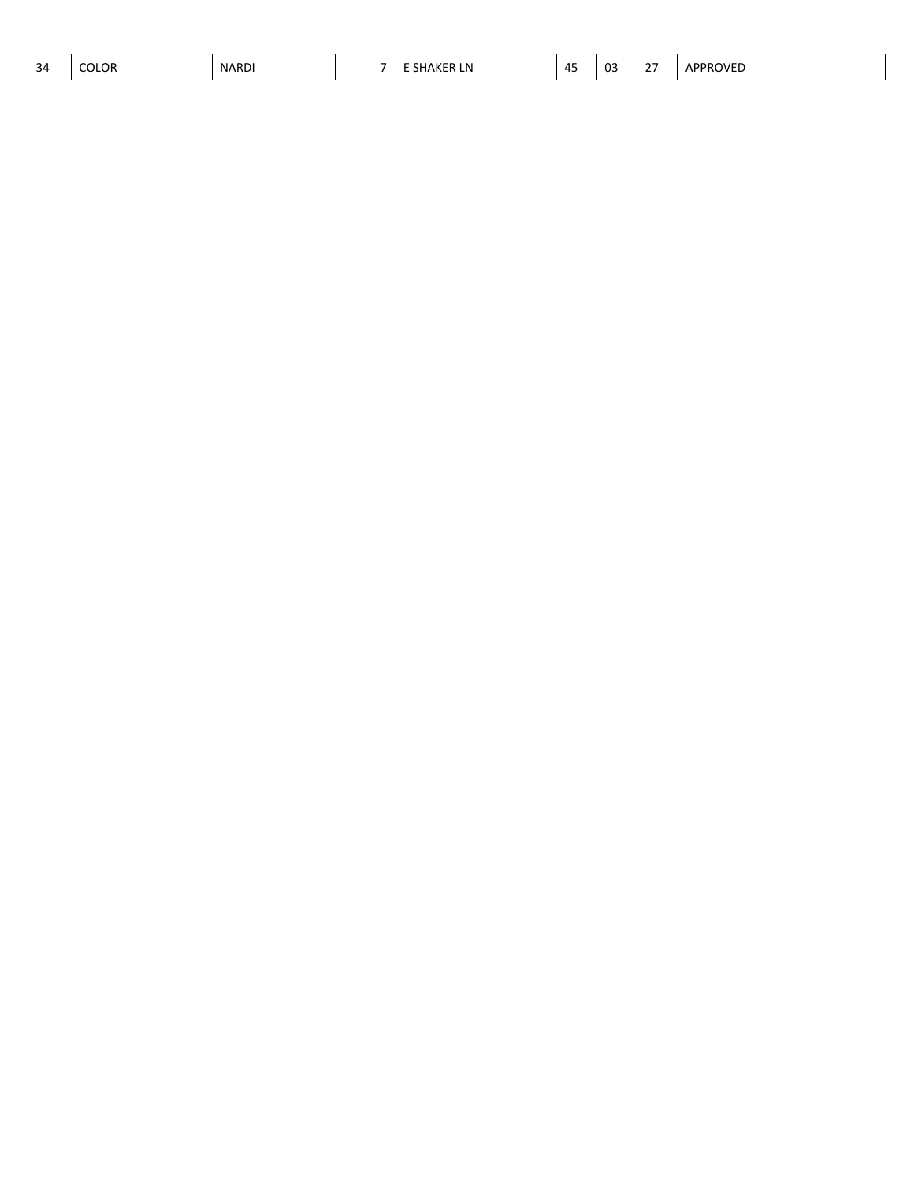| | | | | | | | | |
|---|---|---|---|---|---|---|---|---|
| 34 | COLOR | NARDI | 7 | E SHAKER LN | 45 | 03 | 27 | APPROVED |